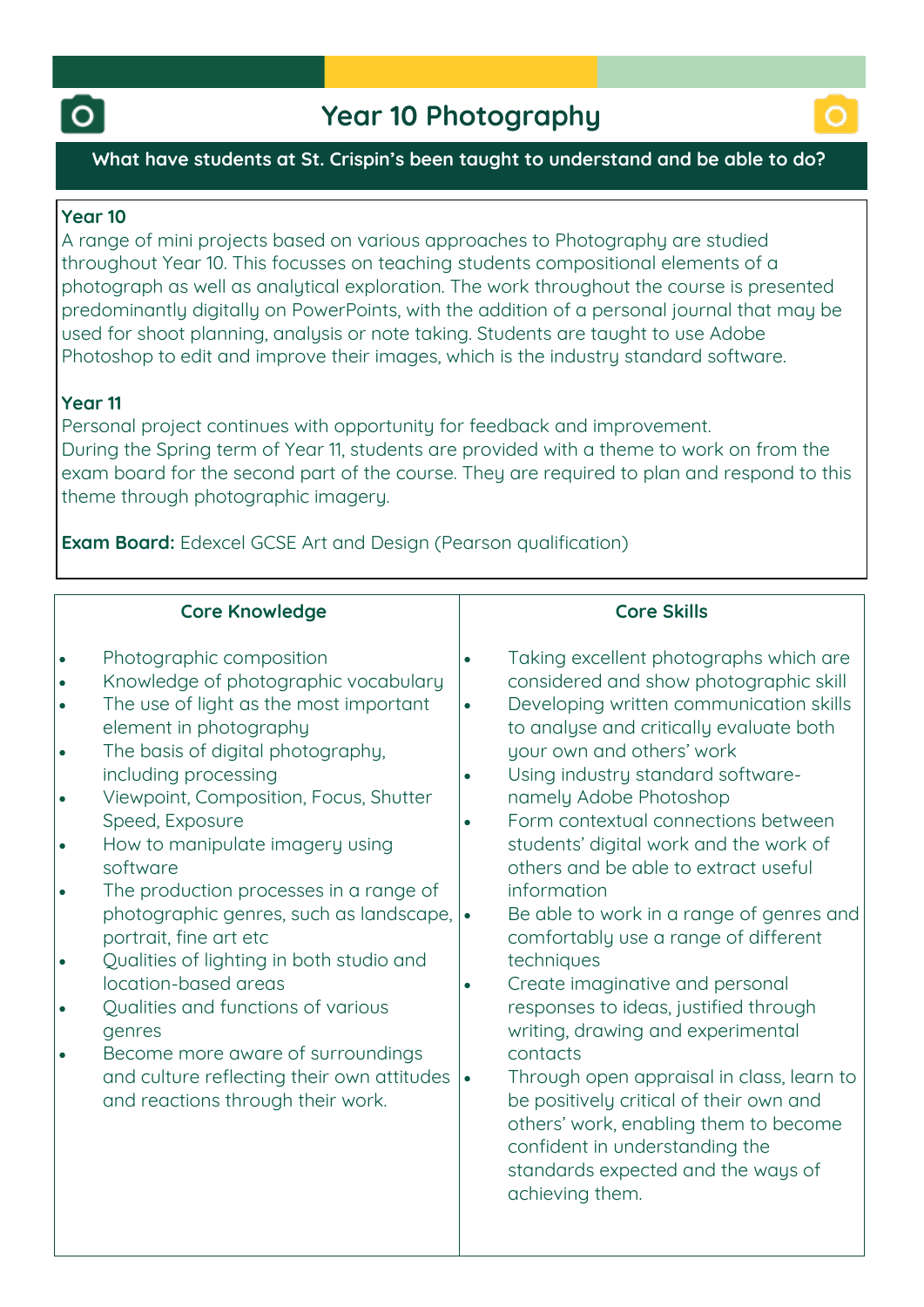# Year 10 Photography

**What have students at St. Crispin's been taught to understand and be able to do?**

**Year 10**
A range of mini projects based on various approaches to Photography are studied throughout Year 10. This focusses on teaching students compositional elements of a photograph as well as analytical exploration. The work throughout the course is presented predominantly digitally on PowerPoints, with the addition of a personal journal that may be used for shoot planning, analysis or note taking. Students are taught to use Adobe Photoshop to edit and improve their images, which is the industry standard software.

**Year 11**
Personal project continues with opportunity for feedback and improvement.
During the Spring term of Year 11, students are provided with a theme to work on from the exam board for the second part of the course. They are required to plan and respond to this theme through photographic imagery.

**Exam Board:** Edexcel GCSE Art and Design (Pearson qualification)

## Core Knowledge

- Photographic composition
- Knowledge of photographic vocabulary
- The use of light as the most important element in photography
- The basis of digital photography, including processing
- Viewpoint, Composition, Focus, Shutter Speed, Exposure
- How to manipulate imagery using software
- The production processes in a range of photographic genres, such as landscape, portrait, fine art etc
- Qualities of lighting in both studio and location-based areas
- Qualities and functions of various genres
- Become more aware of surroundings and culture reflecting their own attitudes and reactions through their work.

## Core Skills

- Taking excellent photographs which are considered and show photographic skill
- Developing written communication skills to analyse and critically evaluate both your own and others' work
- Using industry standard software- namely Adobe Photoshop
- Form contextual connections between students' digital work and the work of others and be able to extract useful information
- Be able to work in a range of genres and comfortably use a range of different techniques
- Create imaginative and personal responses to ideas, justified through writing, drawing and experimental contacts
- Through open appraisal in class, learn to be positively critical of their own and others' work, enabling them to become confident in understanding the standards expected and the ways of achieving them.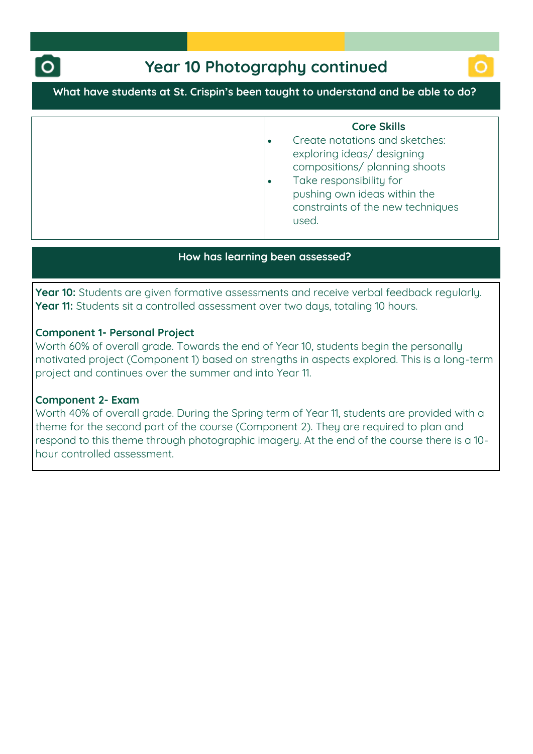# Year 10 Photography continued

## What have students at St. Crispin's been taught to understand and be able to do?

| | |
|---|---|
| | **Core Skills**<br>• Create notations and sketches: exploring ideas/ designing compositions/ planning shoots<br>• Take responsibility for pushing own ideas within the constraints of the new techniques used. |

## How has learning been assessed?

**Year 10:** Students are given formative assessments and receive verbal feedback regularly.
**Year 11:** Students sit a controlled assessment over two days, totaling 10 hours.

**Component 1- Personal Project**
Worth 60% of overall grade. Towards the end of Year 10, students begin the personally motivated project (Component 1) based on strengths in aspects explored. This is a long-term project and continues over the summer and into Year 11.

**Component 2- Exam**
Worth 40% of overall grade. During the Spring term of Year 11, students are provided with a theme for the second part of the course (Component 2). They are required to plan and respond to this theme through photographic imagery. At the end of the course there is a 10-hour controlled assessment.